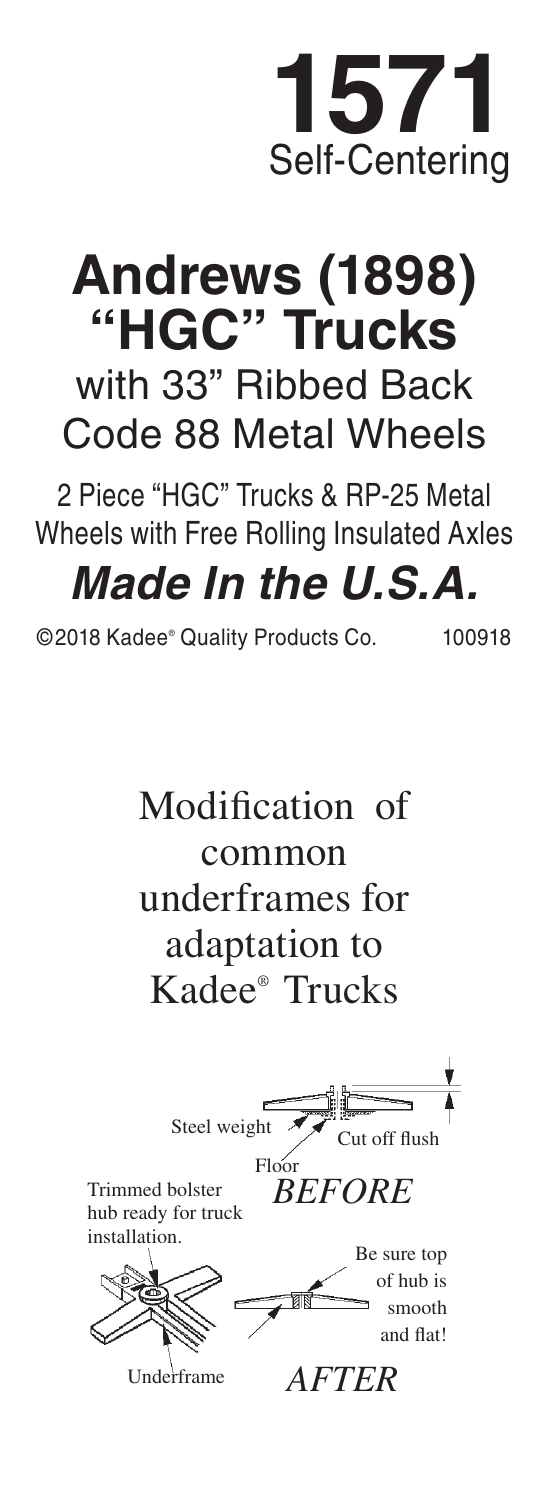# 1571

Self-Centering

# Andrews (1898) "HGC" Trucks

## with 33" Ribbed Back Code 88 Metal Wheels

2 Piece "HGC" Trucks & RP-25 Metal Wheels with Free Rolling Insulated Axles

## *Made In the U.S.A.*

©2018 Kadee® Quality Products Co. 100918

## Modification of common underframes for adaptation to Kadee® Trucks

Steel weight

Cut off flush

Floor

*BEFORE*

Trimmed bolster hub ready for truck installation.

Be sure top of hub is smooth and flat!

Underframe

*AFTER*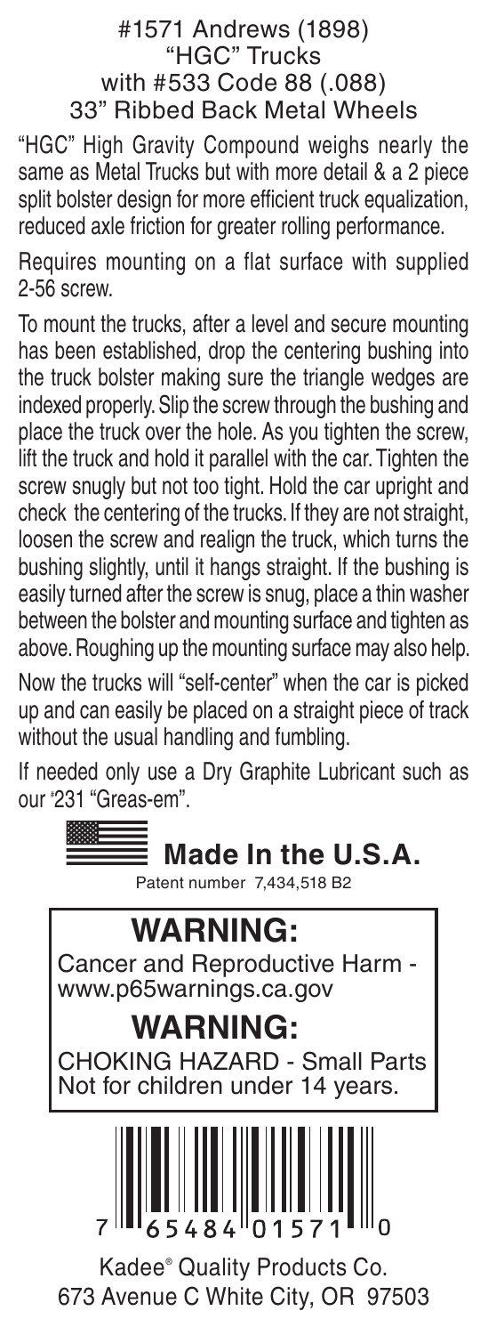# #1571 Andrews (1898) "HGC" Trucks with #533 Code 88 (.088) 33" Ribbed Back Metal Wheels

"HGC" High Gravity Compound weighs nearly the same as Metal Trucks but with more detail & a 2 piece split bolster design for more efficient truck equalization, reduced axle friction for greater rolling performance.

Requires mounting on a flat surface with supplied 2-56 screw.

To mount the trucks, after a level and secure mounting has been established, drop the centering bushing into the truck bolster making sure the triangle wedges are indexed properly. Slip the screw through the bushing and place the truck over the hole. As you tighten the screw, lift the truck and hold it parallel with the car. Tighten the screw snugly but not too tight. Hold the car upright and check the centering of the trucks. If they are not straight, loosen the screw and realign the truck, which turns the bushing slightly, until it hangs straight. If the bushing is easily turned after the screw is snug, place a thin washer between the bolster and mounting surface and tighten as above. Roughing up the mounting surface may also help.

Now the trucks will "self-center" when the car is picked up and can easily be placed on a straight piece of track without the usual handling and fumbling.

If needed only use a Dry Graphite Lubricant such as our #231 "Greas-em".

**Made In the U.S.A.**

Patent number 7,434,518 B2

## WARNING:

Cancer and Reproductive Harm - www.p65warnings.ca.gov

## WARNING:

CHOKING HAZARD - Small Parts Not for children under 14 years.

7 65484 01571 0

Kadee® Quality Products Co.
673 Avenue C White City, OR 97503